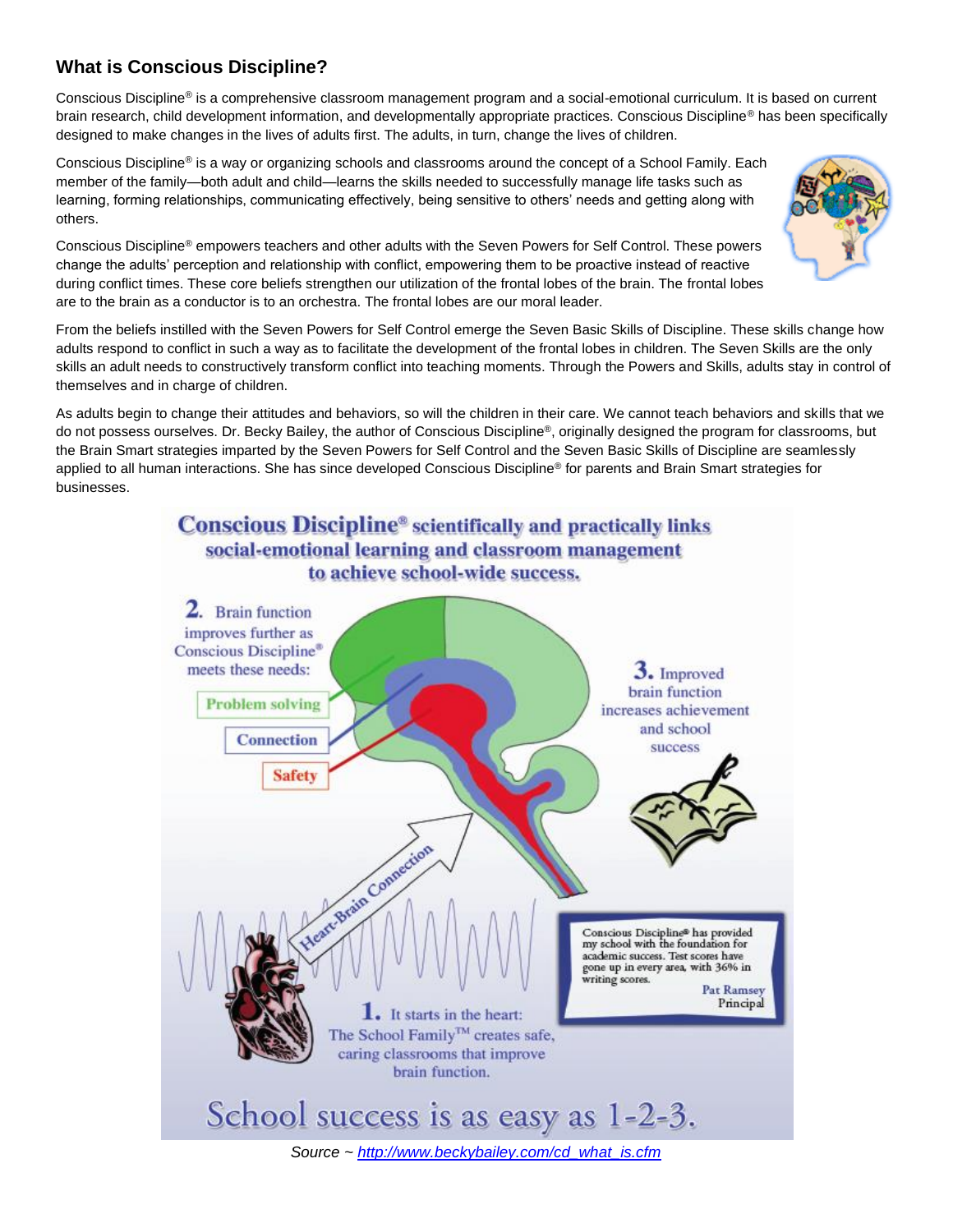## What is Conscious Discipline?

Conscious Discipline® is a comprehensive classroom management program and a social-emotional curriculum. It is based on current brain research, child development information, and developmentally appropriate practices. Conscious Discipline® has been specifically designed to make changes in the lives of adults first. The adults, in turn, change the lives of children.

Conscious Discipline® is a way or organizing schools and classrooms around the concept of a School Family. Each member of the family—both adult and child—learns the skills needed to successfully manage life tasks such as learning, forming relationships, communicating effectively, being sensitive to others' needs and getting along with others.

Conscious Discipline® empowers teachers and other adults with the Seven Powers for Self Control. These powers change the adults' perception and relationship with conflict, empowering them to be proactive instead of reactive during conflict times. These core beliefs strengthen our utilization of the frontal lobes of the brain. The frontal lobes are to the brain as a conductor is to an orchestra. The frontal lobes are our moral leader.

From the beliefs instilled with the Seven Powers for Self Control emerge the Seven Basic Skills of Discipline. These skills change how adults respond to conflict in such a way as to facilitate the development of the frontal lobes in children. The Seven Skills are the only skills an adult needs to constructively transform conflict into teaching moments. Through the Powers and Skills, adults stay in control of themselves and in charge of children.

As adults begin to change their attitudes and behaviors, so will the children in their care. We cannot teach behaviors and skills that we do not possess ourselves. Dr. Becky Bailey, the author of Conscious Discipline®, originally designed the program for classrooms, but the Brain Smart strategies imparted by the Seven Powers for Self Control and the Seven Basic Skills of Discipline are seamlessly applied to all human interactions. She has since developed Conscious Discipline® for parents and Brain Smart strategies for businesses.

**Conscious Discipline® scientifically and practically links social-emotional learning and classroom management to achieve school-wide success.**

**2.** Brain function improves further as Conscious Discipline® meets these needs:

- Problem solving
- Connection
- Safety

**3.** Improved brain function increases achievement and school success

Heart-Brain Connection

**1.** It starts in the heart: The School Family™ creates safe, caring classrooms that improve brain function.

> Conscious Discipline® has provided my school with the foundation for academic success. Test scores have gone up in every area, with 36% in writing scores.
>
> Pat Ramsey
> Principal

School success is as easy as 1-2-3.

*Source ~ [http://www.beckybailey.com/cd_what_is.cfm](http://www.beckybailey.com/cd_what_is.cfm)*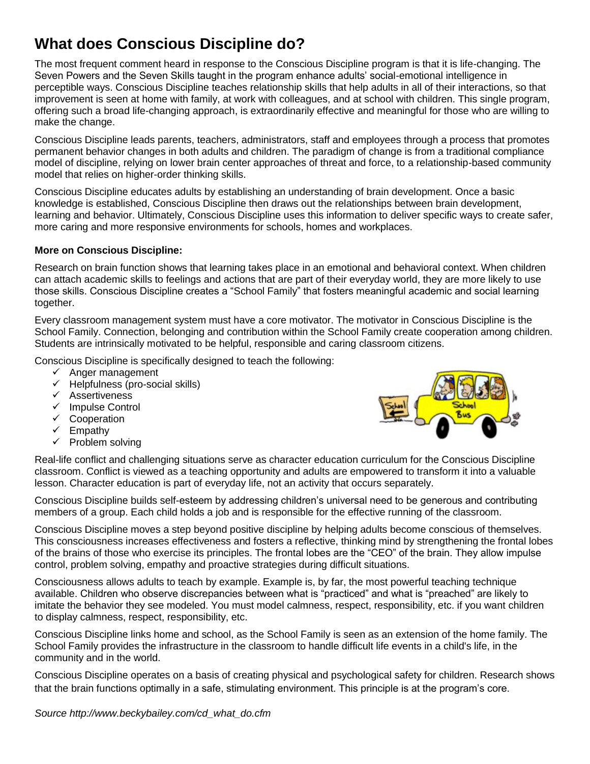# What does Conscious Discipline do?

The most frequent comment heard in response to the Conscious Discipline program is that it is life-changing. The Seven Powers and the Seven Skills taught in the program enhance adults' social-emotional intelligence in perceptible ways. Conscious Discipline teaches relationship skills that help adults in all of their interactions, so that improvement is seen at home with family, at work with colleagues, and at school with children. This single program, offering such a broad life-changing approach, is extraordinarily effective and meaningful for those who are willing to make the change.

Conscious Discipline leads parents, teachers, administrators, staff and employees through a process that promotes permanent behavior changes in both adults and children. The paradigm of change is from a traditional compliance model of discipline, relying on lower brain center approaches of threat and force, to a relationship-based community model that relies on higher-order thinking skills.

Conscious Discipline educates adults by establishing an understanding of brain development. Once a basic knowledge is established, Conscious Discipline then draws out the relationships between brain development, learning and behavior. Ultimately, Conscious Discipline uses this information to deliver specific ways to create safer, more caring and more responsive environments for schools, homes and workplaces.

**More on Conscious Discipline:**

Research on brain function shows that learning takes place in an emotional and behavioral context. When children can attach academic skills to feelings and actions that are part of their everyday world, they are more likely to use those skills. Conscious Discipline creates a "School Family" that fosters meaningful academic and social learning together.

Every classroom management system must have a core motivator. The motivator in Conscious Discipline is the School Family. Connection, belonging and contribution within the School Family create cooperation among children. Students are intrinsically motivated to be helpful, responsible and caring classroom citizens.

Conscious Discipline is specifically designed to teach the following:

- ✓ Anger management
- ✓ Helpfulness (pro-social skills)
- ✓ Assertiveness
- ✓ Impulse Control
- ✓ Cooperation
- ✓ Empathy
- ✓ Problem solving

Real-life conflict and challenging situations serve as character education curriculum for the Conscious Discipline classroom. Conflict is viewed as a teaching opportunity and adults are empowered to transform it into a valuable lesson. Character education is part of everyday life, not an activity that occurs separately.

Conscious Discipline builds self-esteem by addressing children's universal need to be generous and contributing members of a group. Each child holds a job and is responsible for the effective running of the classroom.

Conscious Discipline moves a step beyond positive discipline by helping adults become conscious of themselves. This consciousness increases effectiveness and fosters a reflective, thinking mind by strengthening the frontal lobes of the brains of those who exercise its principles. The frontal lobes are the "CEO" of the brain. They allow impulse control, problem solving, empathy and proactive strategies during difficult situations.

Consciousness allows adults to teach by example. Example is, by far, the most powerful teaching technique available. Children who observe discrepancies between what is "practiced" and what is "preached" are likely to imitate the behavior they see modeled. You must model calmness, respect, responsibility, etc. if you want children to display calmness, respect, responsibility, etc.

Conscious Discipline links home and school, as the School Family is seen as an extension of the home family. The School Family provides the infrastructure in the classroom to handle difficult life events in a child's life, in the community and in the world.

Conscious Discipline operates on a basis of creating physical and psychological safety for children. Research shows that the brain functions optimally in a safe, stimulating environment. This principle is at the program's core.

*Source http://www.beckybailey.com/cd_what_do.cfm*